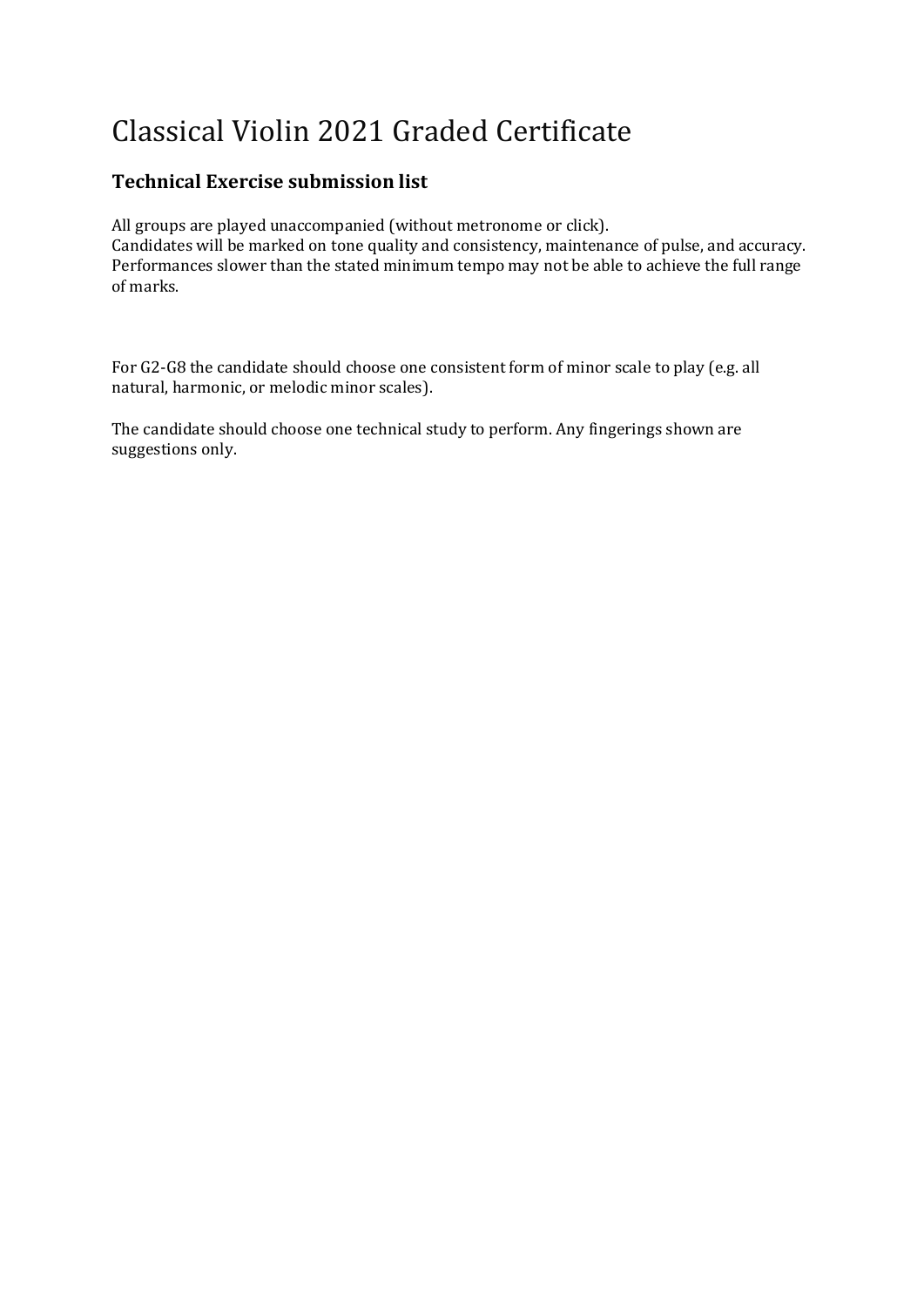# Classical Violin 2021 Graded Certificate

### Technical Exercise submission list

All groups are played unaccompanied (without metronome or click).
Candidates will be marked on tone quality and consistency, maintenance of pulse, and accuracy. Performances slower than the stated minimum tempo may not be able to achieve the full range of marks.

For G2-G8 the candidate should choose one consistent form of minor scale to play (e.g. all natural, harmonic, or melodic minor scales).

The candidate should choose one technical study to perform. Any fingerings shown are suggestions only.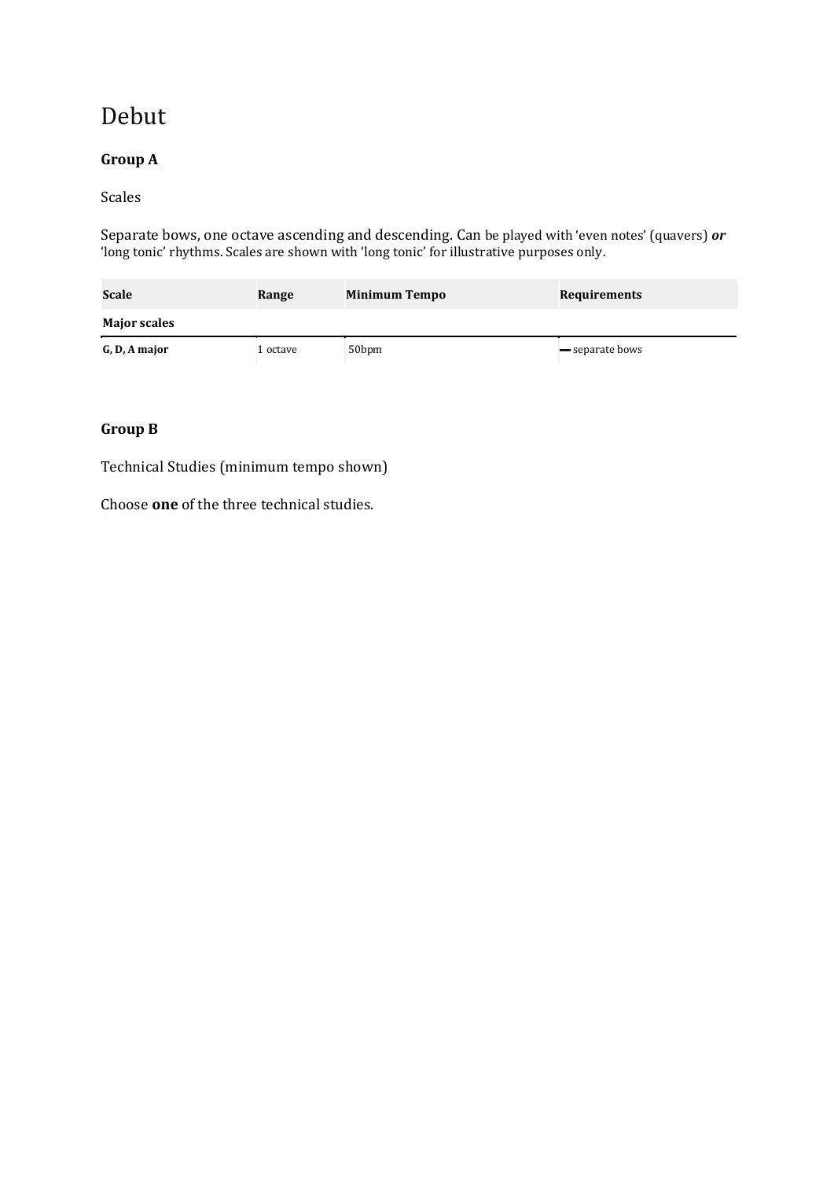# Debut

**Group A**

Scales

Separate bows, one octave ascending and descending. Can be played with 'even notes' (quavers) ***or*** 'long tonic' rhythms. Scales are shown with 'long tonic' for illustrative purposes only.

| Scale | Range | Minimum Tempo | Requirements |
|---|---|---|---|
| **Major scales** | | | |
| **G, D, A major** | 1 octave | 50bpm | ▬ separate bows |

**Group B**

Technical Studies (minimum tempo shown)

Choose **one** of the three technical studies.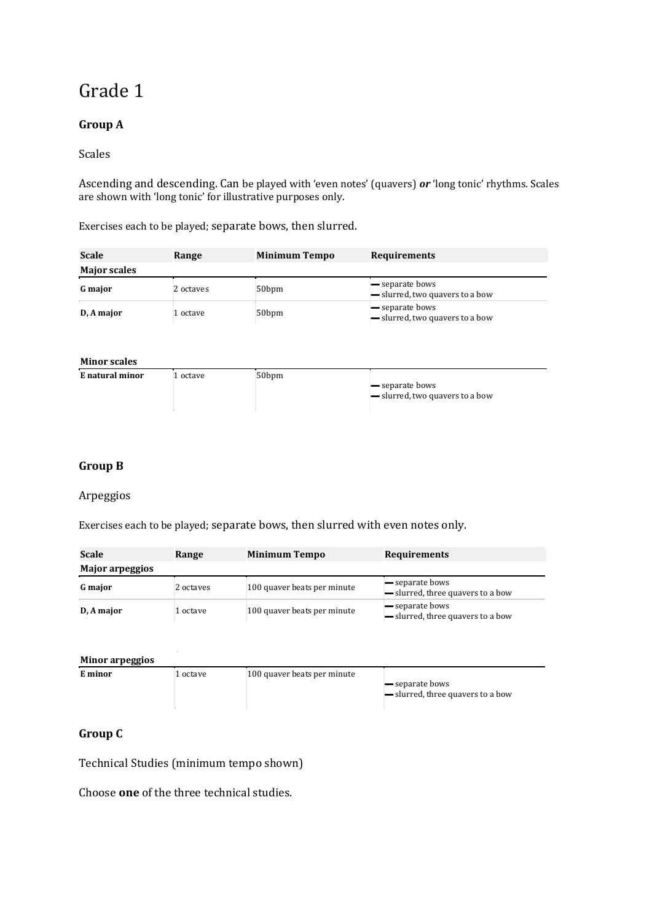# Grade 1

### Group A

Scales

Ascending and descending. Can be played with 'even notes' (quavers) ***or*** 'long tonic' rhythms. Scales are shown with 'long tonic' for illustrative purposes only.

Exercises each to be played; separate bows, then slurred.

| Scale | Range | Minimum Tempo | Requirements |
| --- | --- | --- | --- |
| **Major scales** | | | |
| **G major** | 2 octaves | 50bpm | — separate bows<br>— slurred, two quavers to a bow |
| **D, A major** | 1 octave | 50bpm | — separate bows<br>— slurred, two quavers to a bow |

| Scale | Range | Minimum Tempo | Requirements |
| --- | --- | --- | --- |
| **Minor scales** | | | |
| **E natural minor** | 1 octave | 50bpm | — separate bows<br>— slurred, two quavers to a bow |

### Group B

Arpeggios

Exercises each to be played; separate bows, then slurred with even notes only.

| Scale | Range | Minimum Tempo | Requirements |
| --- | --- | --- | --- |
| **Major arpeggios** | | | |
| **G major** | 2 octaves | 100 quaver beats per minute | — separate bows<br>— slurred, three quavers to a bow |
| **D, A major** | 1 octave | 100 quaver beats per minute | — separate bows<br>— slurred, three quavers to a bow |

| Scale | Range | Minimum Tempo | Requirements |
| --- | --- | --- | --- |
| **Minor arpeggios** | | | |
| **E minor** | 1 octave | 100 quaver beats per minute | — separate bows<br>— slurred, three quavers to a bow |

### Group C

Technical Studies (minimum tempo shown)

Choose **one** of the three technical studies.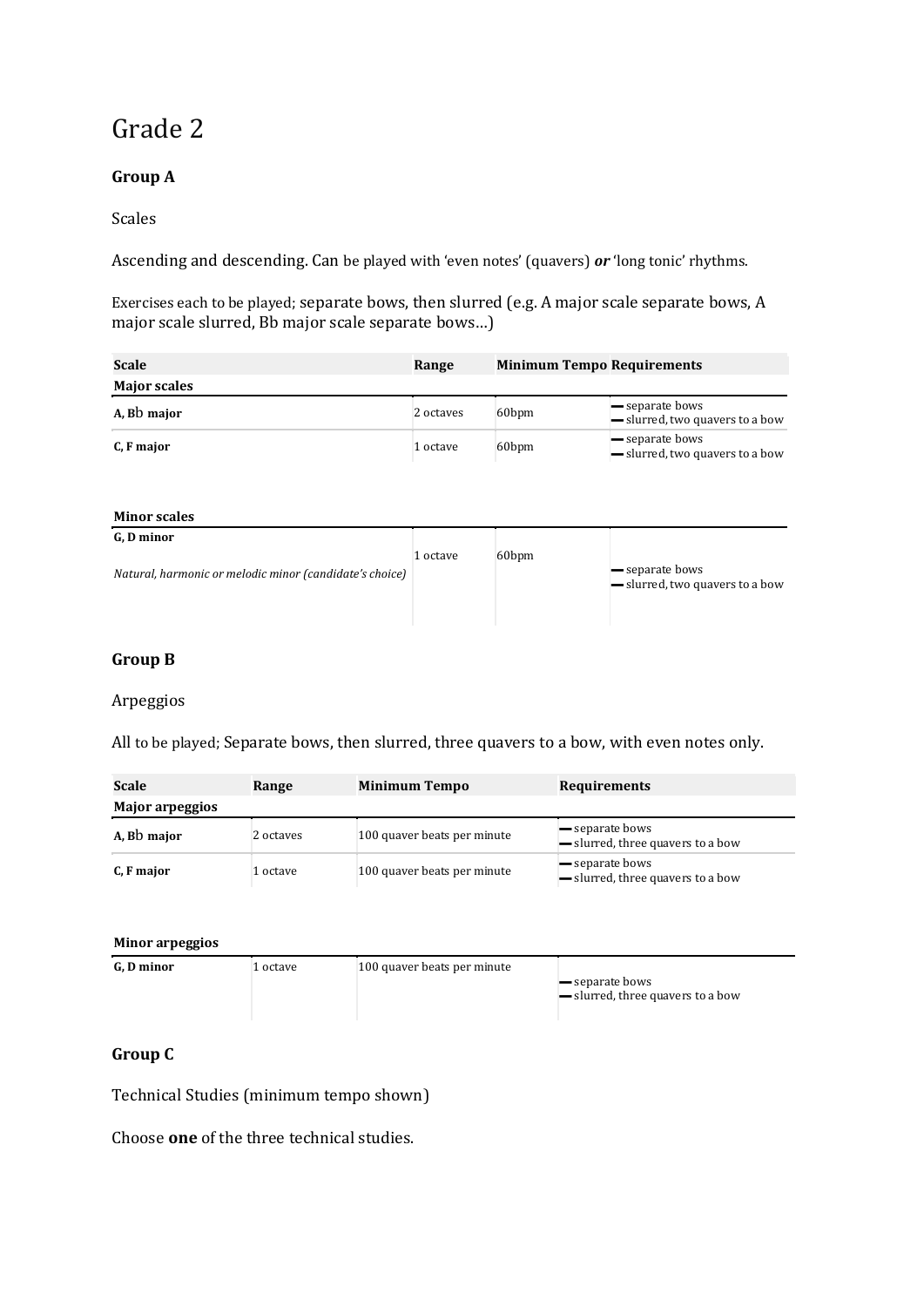# Grade 2

**Group A**

Scales

Ascending and descending. Can be played with 'even notes' (quavers) ***or*** 'long tonic' rhythms.

Exercises each to be played; separate bows, then slurred (e.g. A major scale separate bows, A major scale slurred, Bb major scale separate bows…)

| Scale | Range | Minimum Tempo Requirements | |
|---|---|---|---|
| **Major scales** | | | |
| **A, Bb major** | 2 octaves | 60bpm | — separate bows<br>— slurred, two quavers to a bow |
| **C, F major** | 1 octave | 60bpm | — separate bows<br>— slurred, two quavers to a bow |

| **Minor scales** | | | |
|---|---|---|---|
| **G, D minor**<br>*Natural, harmonic or melodic minor (candidate's choice)* | 1 octave | 60bpm | — separate bows<br>— slurred, two quavers to a bow |

**Group B**

Arpeggios

All to be played; Separate bows, then slurred, three quavers to a bow, with even notes only.

| Scale | Range | Minimum Tempo | Requirements |
|---|---|---|---|
| **Major arpeggios** | | | |
| **A, Bb major** | 2 octaves | 100 quaver beats per minute | — separate bows<br>— slurred, three quavers to a bow |
| **C, F major** | 1 octave | 100 quaver beats per minute | — separate bows<br>— slurred, three quavers to a bow |

| **Minor arpeggios** | | | |
|---|---|---|---|
| **G, D minor** | 1 octave | 100 quaver beats per minute | — separate bows<br>— slurred, three quavers to a bow |

**Group C**

Technical Studies (minimum tempo shown)

Choose **one** of the three technical studies.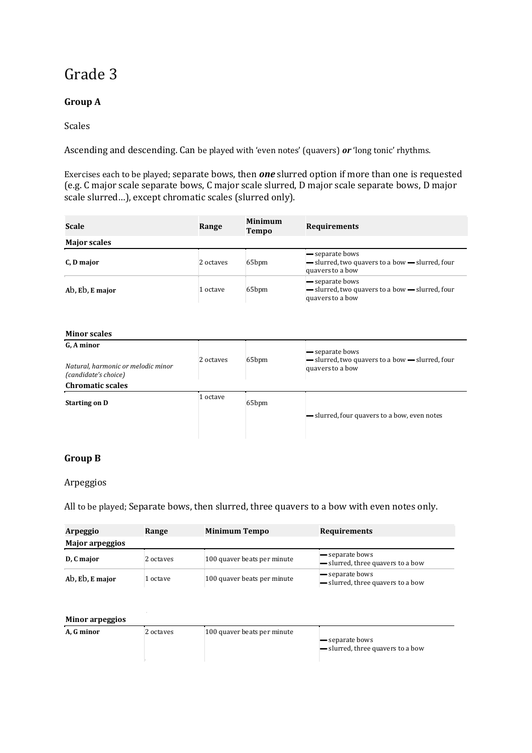# Grade 3

### Group A

Scales

Ascending and descending. Can be played with 'even notes' (quavers) ***or*** 'long tonic' rhythms.

Exercises each to be played; separate bows, then ***one*** slurred option if more than one is requested (e.g. C major scale separate bows, C major scale slurred, D major scale separate bows, D major scale slurred…), except chromatic scales (slurred only).

| Scale | Range | Minimum Tempo | Requirements |
|---|---|---|---|
| **Major scales** | | | |
| **C, D major** | 2 octaves | 65bpm | — separate bows<br>— slurred, two quavers to a bow — slurred, four quavers to a bow |
| **Ab, Eb, E major** | 1 octave | 65bpm | — separate bows<br>— slurred, two quavers to a bow — slurred, four quavers to a bow |
| **Minor scales** | | | |
| **G, A minor**<br><br>*Natural, harmonic or melodic minor (candidate's choice)* | 2 octaves | 65bpm | — separate bows<br>— slurred, two quavers to a bow — slurred, four quavers to a bow |
| **Chromatic scales** | | | |
| **Starting on D** | 1 octave | 65bpm | — slurred, four quavers to a bow, even notes |

### Group B

Arpeggios

All to be played; Separate bows, then slurred, three quavers to a bow with even notes only.

| Arpeggio | Range | Minimum Tempo | Requirements |
|---|---|---|---|
| **Major arpeggios** | | | |
| **D, C major** | 2 octaves | 100 quaver beats per minute | — separate bows<br>— slurred, three quavers to a bow |
| **Ab, Eb, E major** | 1 octave | 100 quaver beats per minute | — separate bows<br>— slurred, three quavers to a bow |
| **Minor arpeggios** | | | |
| **A, G minor** | 2 octaves | 100 quaver beats per minute | — separate bows<br>— slurred, three quavers to a bow |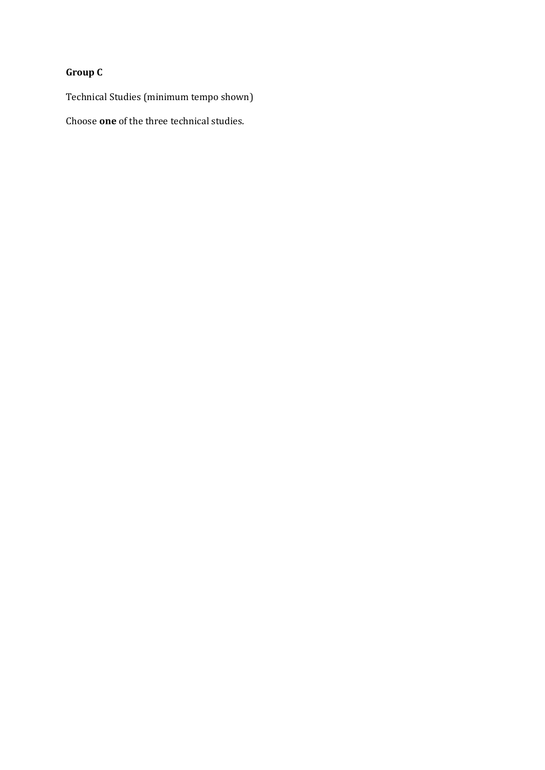**Group C**

Technical Studies (minimum tempo shown)

Choose **one** of the three technical studies.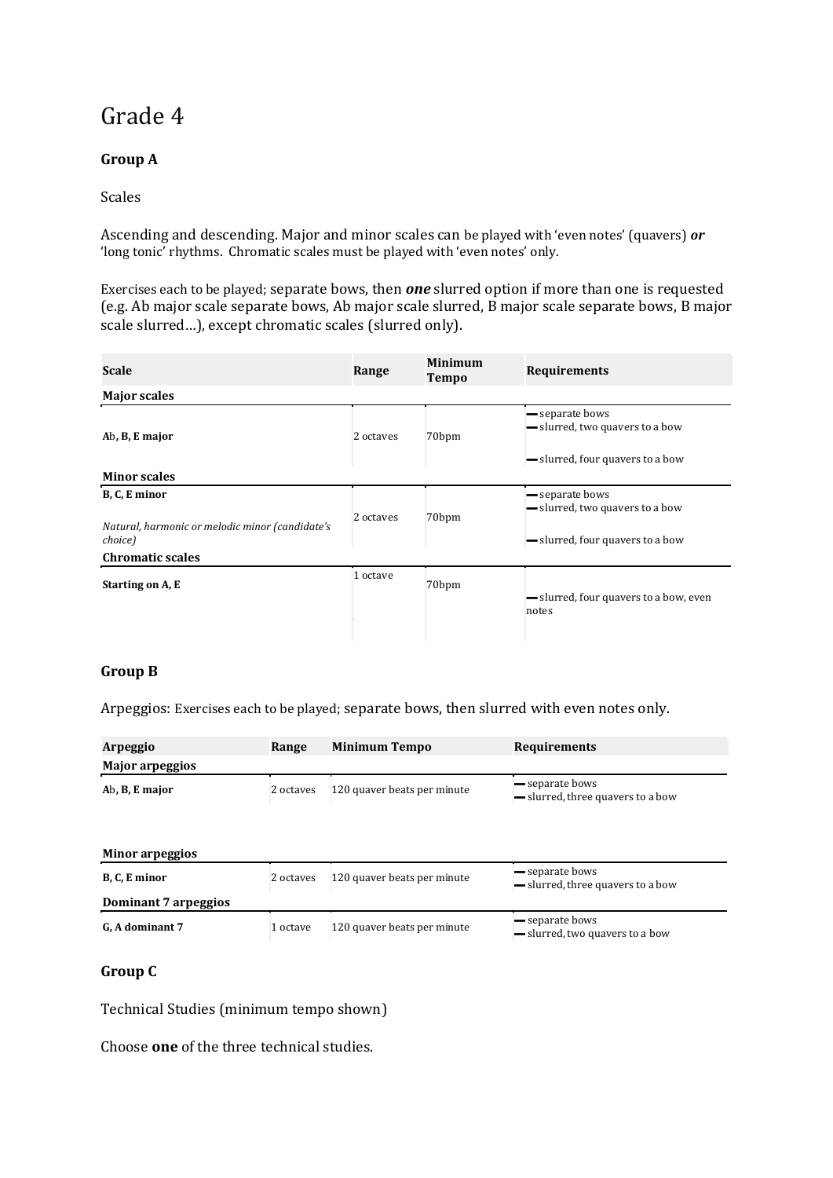# Grade 4

### Group A

Scales

Ascending and descending. Major and minor scales can be played with 'even notes' (quavers) ***or*** 'long tonic' rhythms. Chromatic scales must be played with 'even notes' only.

Exercises each to be played; separate bows, then ***one*** slurred option if more than one is requested (e.g. Ab major scale separate bows, Ab major scale slurred, B major scale separate bows, B major scale slurred…), except chromatic scales (slurred only).

| Scale | Range | Minimum Tempo | Requirements |
|---|---|---|---|
| **Major scales** | | | |
| **Ab, B, E major** | 2 octaves | 70bpm | — separate bows<br>— slurred, two quavers to a bow<br>— slurred, four quavers to a bow |
| **Minor scales** | | | |
| **B, C, E minor**<br>*Natural, harmonic or melodic minor (candidate's choice)* | 2 octaves | 70bpm | — separate bows<br>— slurred, two quavers to a bow<br>— slurred, four quavers to a bow |
| **Chromatic scales** | | | |
| **Starting on A, E** | 1 octave | 70bpm | — slurred, four quavers to a bow, even notes |

### Group B

Arpeggios: Exercises each to be played; separate bows, then slurred with even notes only.

| Arpeggio | Range | Minimum Tempo | Requirements |
|---|---|---|---|
| **Major arpeggios** | | | |
| **Ab, B, E major** | 2 octaves | 120 quaver beats per minute | — separate bows<br>— slurred, three quavers to a bow |
| **Minor arpeggios** | | | |
| **B, C, E minor** | 2 octaves | 120 quaver beats per minute | — separate bows<br>— slurred, three quavers to a bow |
| **Dominant 7 arpeggios** | | | |
| **G, A dominant 7** | 1 octave | 120 quaver beats per minute | — separate bows<br>— slurred, two quavers to a bow |

### Group C

Technical Studies (minimum tempo shown)

Choose **one** of the three technical studies.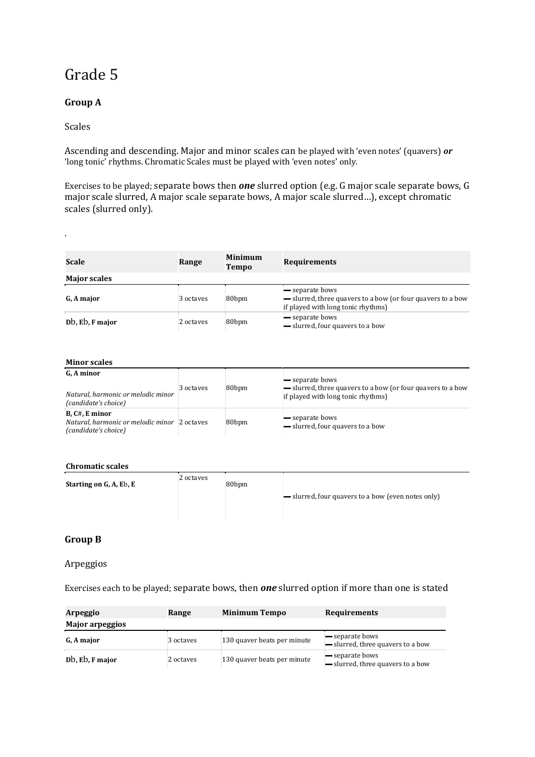# Grade 5

## Group A

Scales

Ascending and descending. Major and minor scales can be played with 'even notes' (quavers) ***or*** 'long tonic' rhythms. Chromatic Scales must be played with 'even notes' only.

Exercises to be played; separate bows then ***one*** slurred option (e.g. G major scale separate bows, G major scale slurred, A major scale separate bows, A major scale slurred…), except chromatic scales (slurred only).

.

| Scale | Range | Minimum Tempo | Requirements |
| --- | --- | --- | --- |
| **Major scales** | | | |
| **G, A major** | 3 octaves | 80bpm | — separate bows<br>— slurred, three quavers to a bow (or four quavers to a bow if played with long tonic rhythms) |
| **Db, Eb, F major** | 2 octaves | 80bpm | — separate bows<br>— slurred, four quavers to a bow |

| Scale | Range | Minimum Tempo | Requirements |
| --- | --- | --- | --- |
| **Minor scales** | | | |
| **G, A minor**<br>*Natural, harmonic or melodic minor (candidate's choice)* | 3 octaves | 80bpm | — separate bows<br>— slurred, three quavers to a bow (or four quavers to a bow if played with long tonic rhythms) |
| **B, C#, E minor**<br>*Natural, harmonic or melodic minor (candidate's choice)* | 2 octaves | 80bpm | — separate bows<br>— slurred, four quavers to a bow |

| Scale | Range | Minimum Tempo | Requirements |
| --- | --- | --- | --- |
| **Chromatic scales** | | | |
| **Starting on G, A, Eb, E** | 2 octaves | 80bpm | — slurred, four quavers to a bow (even notes only) |

## Group B

Arpeggios

Exercises each to be played; separate bows, then ***one*** slurred option if more than one is stated

| Arpeggio | Range | Minimum Tempo | Requirements |
| --- | --- | --- | --- |
| **Major arpeggios** | | | |
| **G, A major** | 3 octaves | 130 quaver beats per minute | — separate bows<br>— slurred, three quavers to a bow |
| **Db, Eb, F major** | 2 octaves | 130 quaver beats per minute | — separate bows<br>— slurred, three quavers to a bow |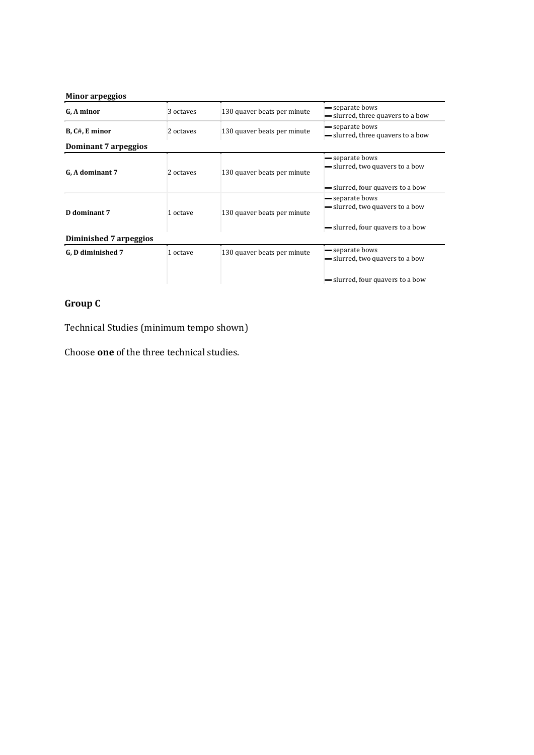**Minor arpeggios**

| | | | |
|---|---|---|---|
| **G, A minor** | 3 octaves | 130 quaver beats per minute | — separate bows<br>— slurred, three quavers to a bow |
| **B, C#, E minor** | 2 octaves | 130 quaver beats per minute | — separate bows<br>— slurred, three quavers to a bow |

**Dominant 7 arpeggios**

| | | | |
|---|---|---|---|
| **G, A dominant 7** | 2 octaves | 130 quaver beats per minute | — separate bows<br>— slurred, two quavers to a bow<br><br>— slurred, four quavers to a bow |
| **D dominant 7** | 1 octave | 130 quaver beats per minute | — separate bows<br>— slurred, two quavers to a bow<br><br>— slurred, four quavers to a bow |

**Diminished 7 arpeggios**

| | | | |
|---|---|---|---|
| **G, D diminished 7** | 1 octave | 130 quaver beats per minute | — separate bows<br>— slurred, two quavers to a bow<br><br>— slurred, four quavers to a bow |

## Group C

Technical Studies (minimum tempo shown)

Choose **one** of the three technical studies.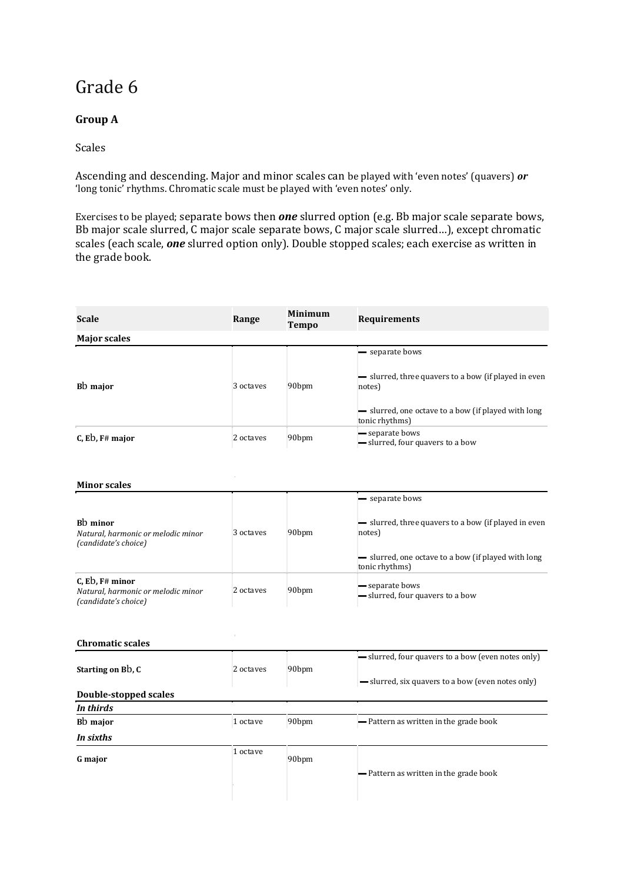# Grade 6

### Group A

Scales

Ascending and descending. Major and minor scales can be played with 'even notes' (quavers) ***or*** 'long tonic' rhythms. Chromatic scale must be played with 'even notes' only.

Exercises to be played; separate bows then ***one*** slurred option (e.g. Bb major scale separate bows, Bb major scale slurred, C major scale separate bows, C major scale slurred…), except chromatic scales (each scale, ***one*** slurred option only). Double stopped scales; each exercise as written in the grade book.

| Scale | Range | Minimum Tempo | Requirements |
|---|---|---|---|
| **Major scales** | | | |
| **Bb major** | 3 octaves | 90bpm | — separate bows<br>— slurred, three quavers to a bow (if played in even notes)<br>— slurred, one octave to a bow (if played with long tonic rhythms) |
| **C, Eb, F# major** | 2 octaves | 90bpm | — separate bows<br>— slurred, four quavers to a bow |
| **Minor scales** | | | |
| **Bb minor**<br>*Natural, harmonic or melodic minor (candidate's choice)* | 3 octaves | 90bpm | — separate bows<br>— slurred, three quavers to a bow (if played in even notes)<br>— slurred, one octave to a bow (if played with long tonic rhythms) |
| **C, Eb, F# minor**<br>*Natural, harmonic or melodic minor (candidate's choice)* | 2 octaves | 90bpm | — separate bows<br>— slurred, four quavers to a bow |
| **Chromatic scales** | | | |
| **Starting on Bb, C** | 2 octaves | 90bpm | — slurred, four quavers to a bow (even notes only)<br>— slurred, six quavers to a bow (even notes only) |
| **Double-stopped scales** | | | |
| ***In thirds*** | | | |
| **Bb major** | 1 octave | 90bpm | — Pattern as written in the grade book |
| ***In sixths*** | | | |
| **G major** | 1 octave | 90bpm | — Pattern as written in the grade book |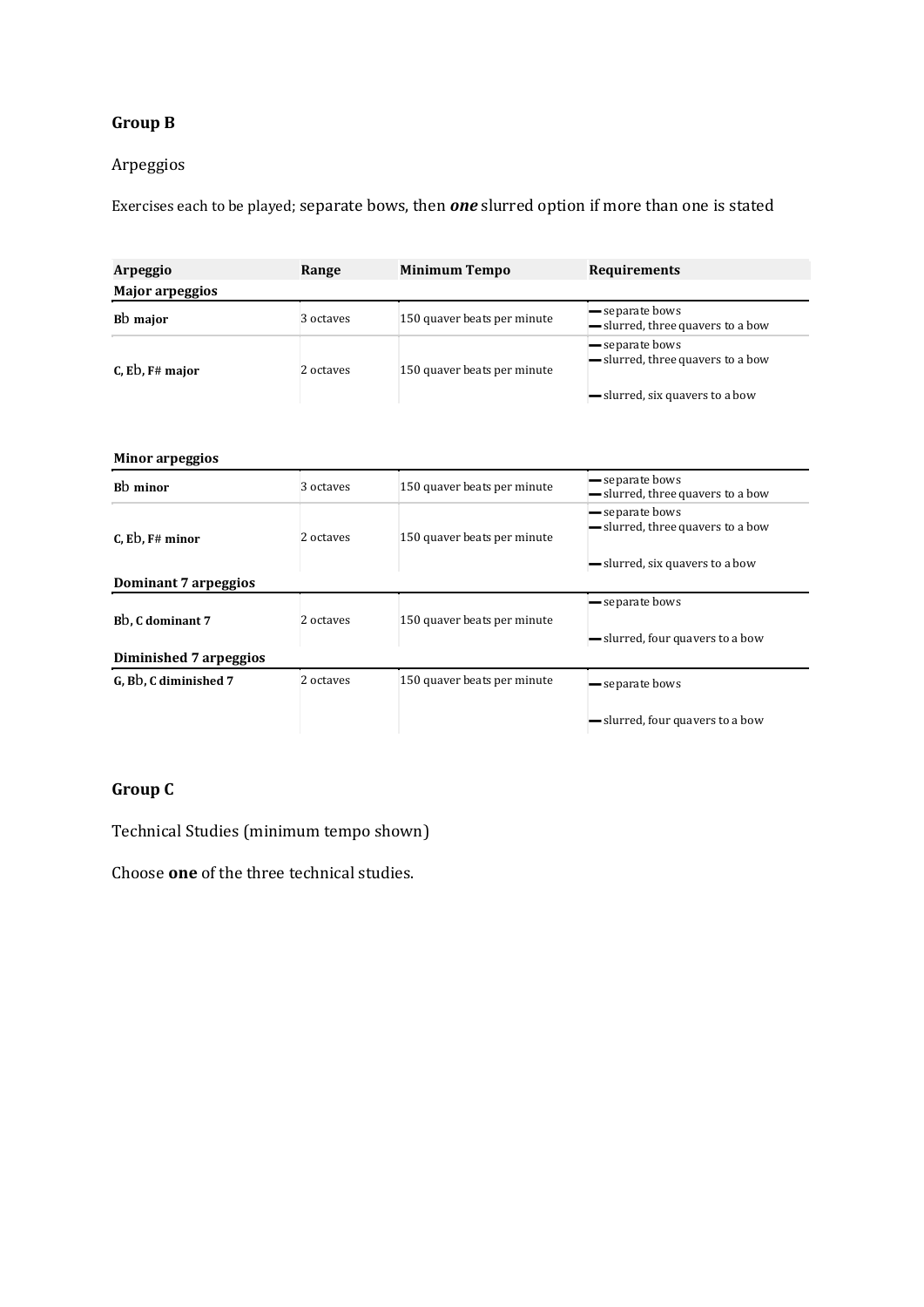## Group B

Arpeggios

Exercises each to be played; separate bows, then ***one*** slurred option if more than one is stated

| Arpeggio | Range | Minimum Tempo | Requirements |
|---|---|---|---|
| **Major arpeggios** | | | |
| **Bb major** | 3 octaves | 150 quaver beats per minute | — separate bows<br>— slurred, three quavers to a bow |
| **C, Eb, F# major** | 2 octaves | 150 quaver beats per minute | — separate bows<br>— slurred, three quavers to a bow<br>— slurred, six quavers to a bow |
| **Minor arpeggios** | | | |
| **Bb minor** | 3 octaves | 150 quaver beats per minute | — separate bows<br>— slurred, three quavers to a bow |
| **C, Eb, F# minor** | 2 octaves | 150 quaver beats per minute | — separate bows<br>— slurred, three quavers to a bow<br>— slurred, six quavers to a bow |
| **Dominant 7 arpeggios** | | | |
| **Bb, C dominant 7** | 2 octaves | 150 quaver beats per minute | — separate bows<br>— slurred, four quavers to a bow |
| **Diminished 7 arpeggios** | | | |
| **G, Bb, C diminished 7** | 2 octaves | 150 quaver beats per minute | — separate bows<br>— slurred, four quavers to a bow |

## Group C

Technical Studies (minimum tempo shown)

Choose **one** of the three technical studies.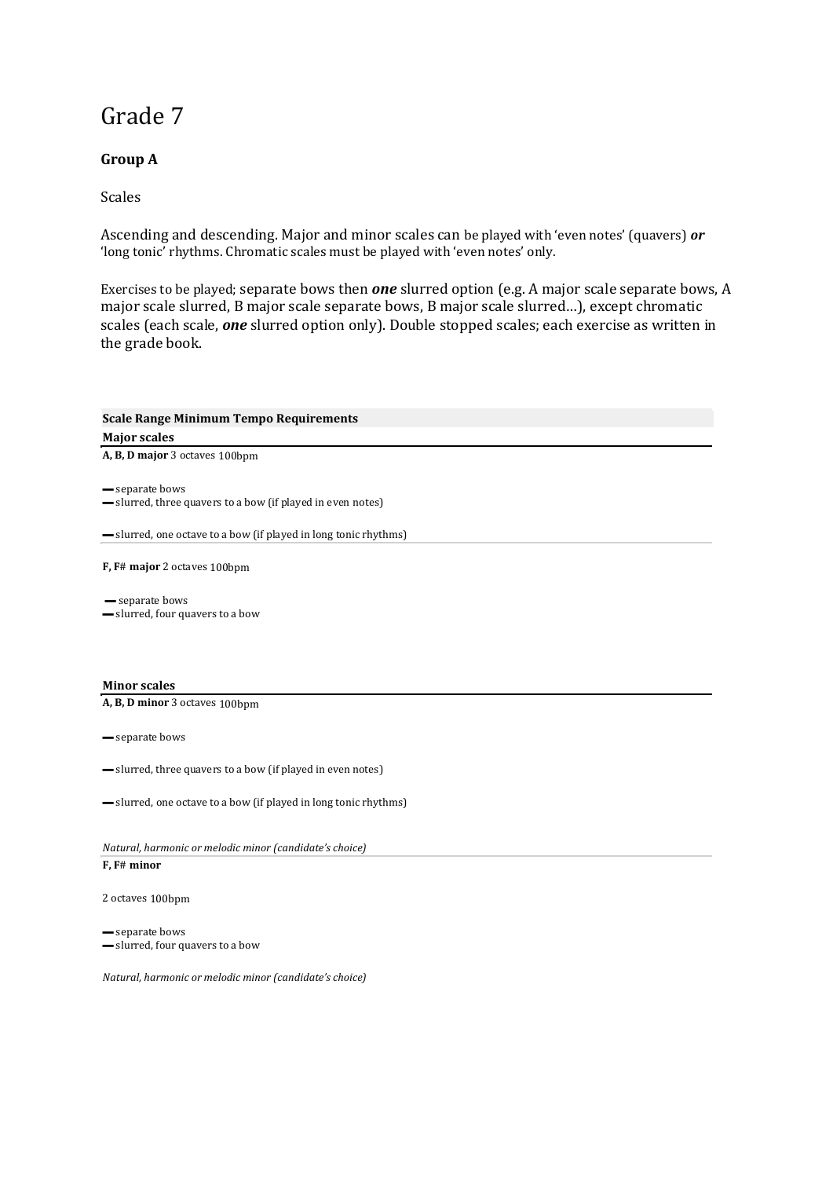# Grade 7

## Group A

Scales

Ascending and descending. Major and minor scales can be played with 'even notes' (quavers) ***or*** 'long tonic' rhythms. Chromatic scales must be played with 'even notes' only.

Exercises to be played; separate bows then ***one*** slurred option (e.g. A major scale separate bows, A major scale slurred, B major scale separate bows, B major scale slurred…), except chromatic scales (each scale, ***one*** slurred option only). Double stopped scales; each exercise as written in the grade book.

**Scale Range Minimum Tempo Requirements**

**Major scales**

**A, B, D major** 3 octaves 100bpm

- separate bows
- slurred, three quavers to a bow (if played in even notes)
- slurred, one octave to a bow (if played in long tonic rhythms)

**F, F# major** 2 octaves 100bpm

- separate bows
- slurred, four quavers to a bow

**Minor scales**

**A, B, D minor** 3 octaves 100bpm

- separate bows
- slurred, three quavers to a bow (if played in even notes)
- slurred, one octave to a bow (if played in long tonic rhythms)

*Natural, harmonic or melodic minor (candidate's choice)*

**F, F# minor**

2 octaves 100bpm

- separate bows
- slurred, four quavers to a bow

*Natural, harmonic or melodic minor (candidate's choice)*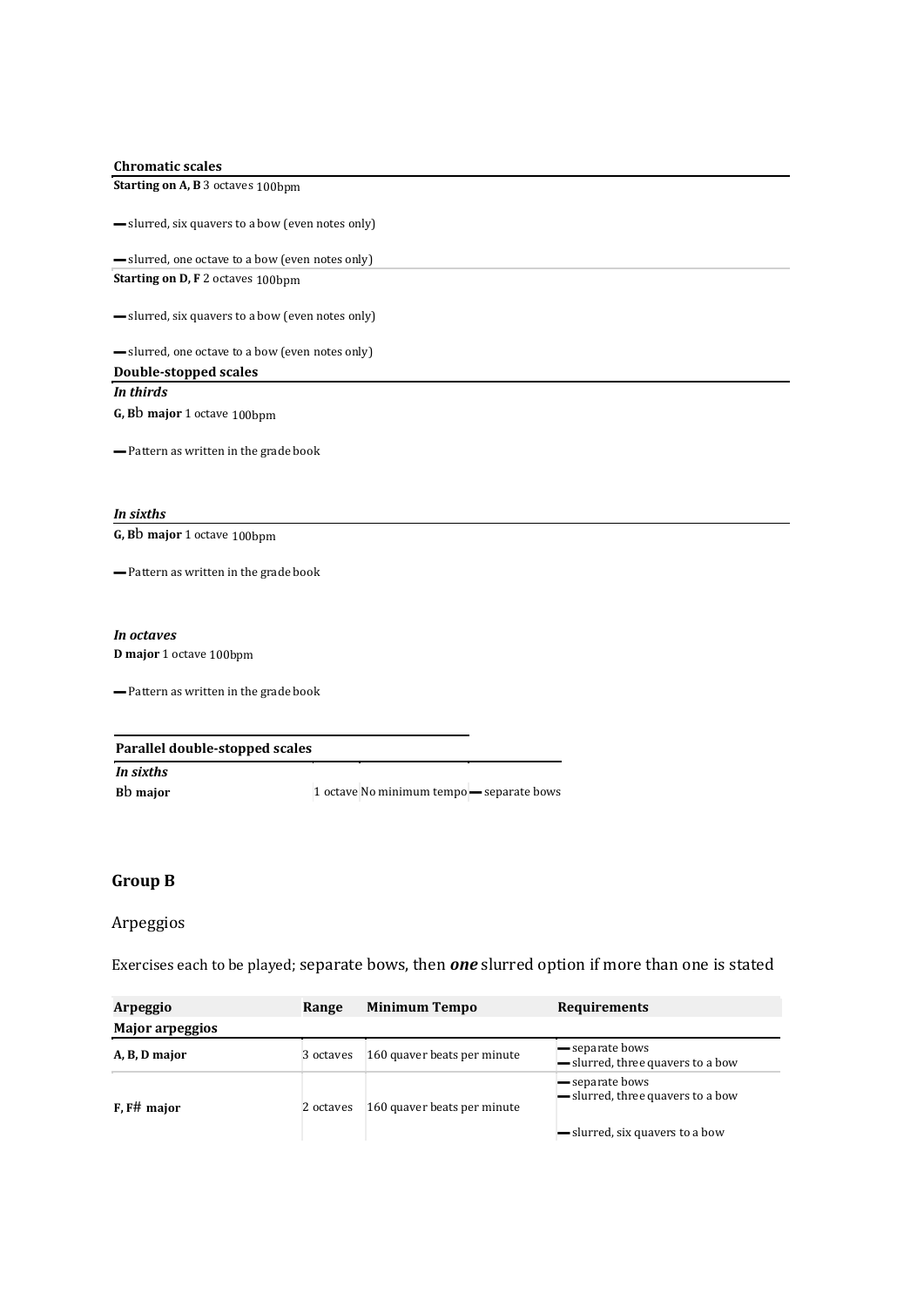**Chromatic scales**

**Starting on A, B** 3 octaves 100bpm

- slurred, six quavers to a bow (even notes only)

- slurred, one octave to a bow (even notes only)

**Starting on D, F** 2 octaves 100bpm

- slurred, six quavers to a bow (even notes only)

- slurred, one octave to a bow (even notes only)

**Double-stopped scales**

***In thirds***

**G, B♭ major** 1 octave 100bpm

- Pattern as written in the grade book

***In sixths***

**G, B♭ major** 1 octave 100bpm

- Pattern as written in the grade book

***In octaves***

**D major** 1 octave 100bpm

- Pattern as written in the grade book

| Parallel double-stopped scales | | | |
|---|---|---|---|
| *In sixths* | | | |
| **B♭ major** | 1 octave | No minimum tempo | — separate bows |

## Group B

### Arpeggios

Exercises each to be played; separate bows, then ***one*** slurred option if more than one is stated

| Arpeggio | Range | Minimum Tempo | Requirements |
|---|---|---|---|
| **Major arpeggios** | | | |
| **A, B, D major** | 3 octaves | 160 quaver beats per minute | — separate bows<br>— slurred, three quavers to a bow |
| **F, F♯ major** | 2 octaves | 160 quaver beats per minute | — separate bows<br>— slurred, three quavers to a bow<br>— slurred, six quavers to a bow |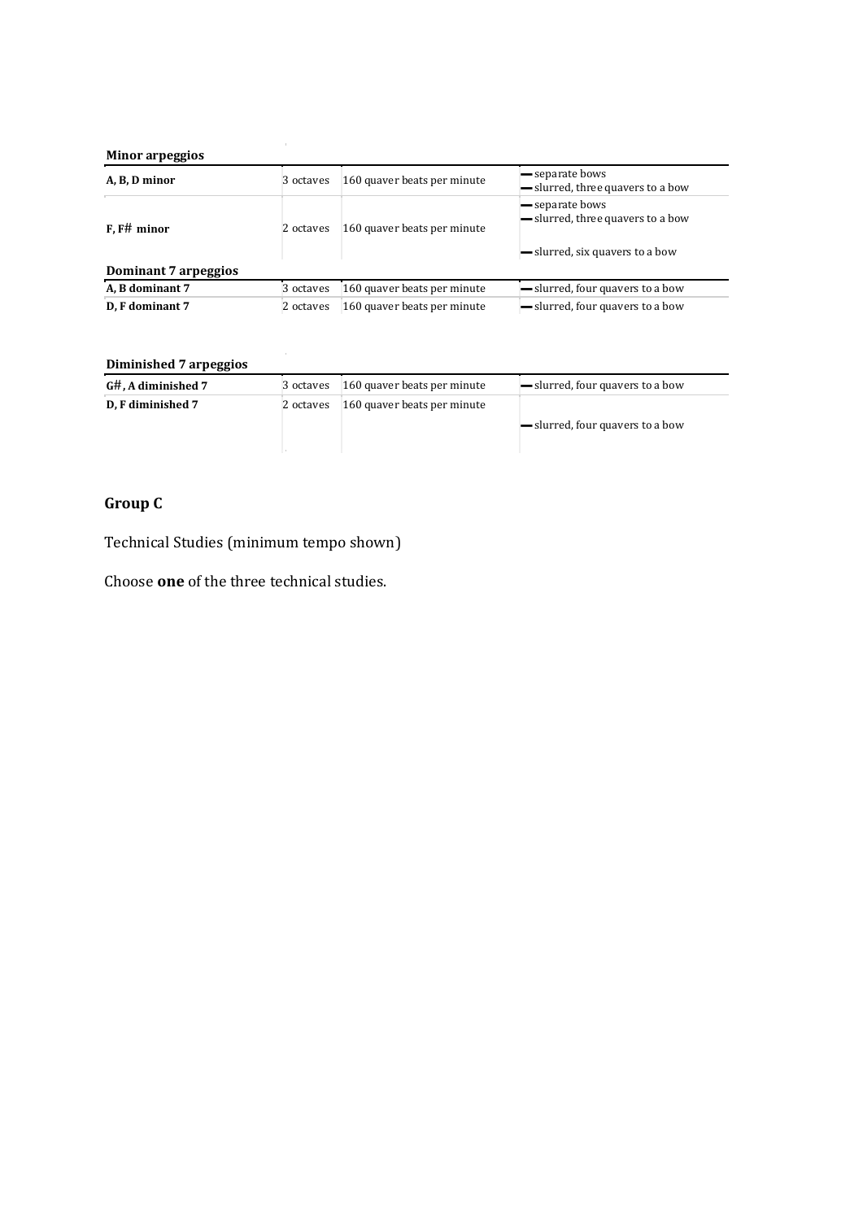**Minor arpeggios**

| | | | |
|---|---|---|---|
| **A, B, D minor** | 3 octaves | 160 quaver beats per minute | — separate bows<br>— slurred, three quavers to a bow |
| **F, F# minor** | 2 octaves | 160 quaver beats per minute | — separate bows<br>— slurred, three quavers to a bow<br>— slurred, six quavers to a bow |

**Dominant 7 arpeggios**

| | | | |
|---|---|---|---|
| **A, B dominant 7** | 3 octaves | 160 quaver beats per minute | — slurred, four quavers to a bow |
| **D, F dominant 7** | 2 octaves | 160 quaver beats per minute | — slurred, four quavers to a bow |

**Diminished 7 arpeggios**

| | | | |
|---|---|---|---|
| **G#, A diminished 7** | 3 octaves | 160 quaver beats per minute | — slurred, four quavers to a bow |
| **D, F diminished 7** | 2 octaves | 160 quaver beats per minute | — slurred, four quavers to a bow |

## Group C

Technical Studies (minimum tempo shown)

Choose **one** of the three technical studies.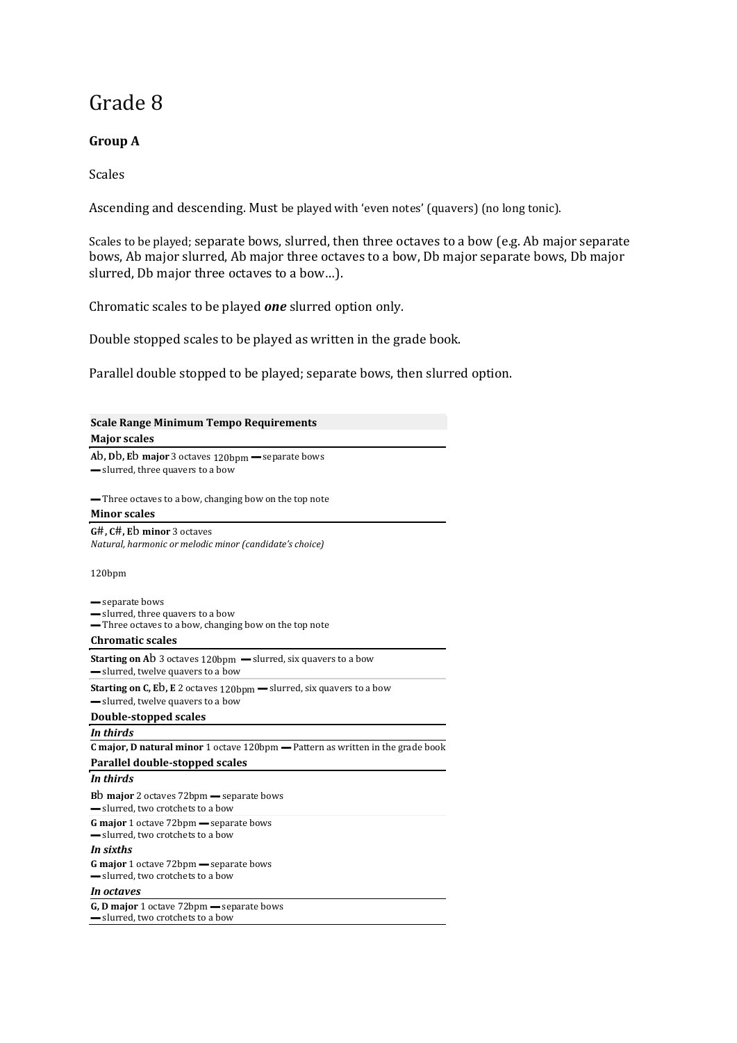# Grade 8

**Group A**

Scales

Ascending and descending. Must be played with 'even notes' (quavers) (no long tonic).

Scales to be played; separate bows, slurred, then three octaves to a bow (e.g. Ab major separate bows, Ab major slurred, Ab major three octaves to a bow, Db major separate bows, Db major slurred, Db major three octaves to a bow…).

Chromatic scales to be played ***one*** slurred option only.

Double stopped scales to be played as written in the grade book.

Parallel double stopped to be played; separate bows, then slurred option.

| **Scale Range Minimum Tempo Requirements** |
|---|
| **Major scales** |
| **Ab, Db, Eb major** 3 octaves 120bpm — separate bows<br>— slurred, three quavers to a bow<br><br>— Three octaves to a bow, changing bow on the top note |
| **Minor scales** |
| **G#, C#, Eb minor** 3 octaves<br>*Natural, harmonic or melodic minor (candidate's choice)*<br><br>120bpm<br><br>— separate bows<br>— slurred, three quavers to a bow<br>— Three octaves to a bow, changing bow on the top note |
| **Chromatic scales** |
| **Starting on Ab** 3 octaves 120bpm — slurred, six quavers to a bow<br>— slurred, twelve quavers to a bow |
| **Starting on C, Eb, E** 2 octaves 120bpm — slurred, six quavers to a bow<br>— slurred, twelve quavers to a bow |
| **Double-stopped scales** |
| ***In thirds*** |
| **C major, D natural minor** 1 octave 120bpm — Pattern as written in the grade book |
| **Parallel double-stopped scales** |
| ***In thirds*** |
| **Bb major** 2 octaves 72bpm — separate bows<br>— slurred, two crotchets to a bow |
| **G major** 1 octave 72bpm — separate bows<br>— slurred, two crotchets to a bow |
| ***In sixths*** |
| **G major** 1 octave 72bpm — separate bows<br>— slurred, two crotchets to a bow |
| ***In octaves*** |
| **G, D major** 1 octave 72bpm — separate bows<br>— slurred, two crotchets to a bow |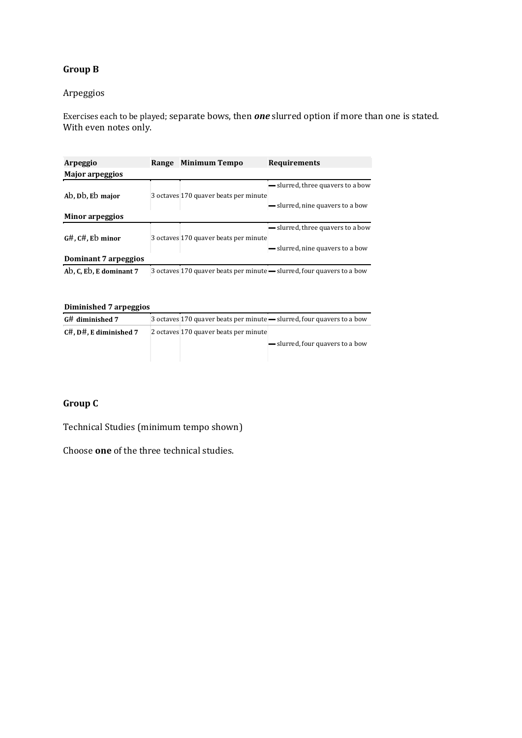## Group B

Arpeggios

Exercises each to be played; separate bows, then ***one*** slurred option if more than one is stated. With even notes only.

| Arpeggio | Range | Minimum Tempo | Requirements |
|---|---|---|---|
| **Major arpeggios** | | | |
| **Ab, Db, Eb major** | 3 octaves | 170 quaver beats per minute | — slurred, three quavers to a bow<br>— slurred, nine quavers to a bow |
| **Minor arpeggios** | | | |
| **G#, C#, Eb minor** | 3 octaves | 170 quaver beats per minute | — slurred, three quavers to a bow<br>— slurred, nine quavers to a bow |
| **Dominant 7 arpeggios** | | | |
| **Ab, C, Eb, E dominant 7** | 3 octaves | 170 quaver beats per minute | — slurred, four quavers to a bow |

| **Diminished 7 arpeggios** | | | |
|---|---|---|---|
| **G# diminished 7** | 3 octaves | 170 quaver beats per minute | — slurred, four quavers to a bow |
| **C#, D#, E diminished 7** | 2 octaves | 170 quaver beats per minute | — slurred, four quavers to a bow |

## Group C

Technical Studies (minimum tempo shown)

Choose **one** of the three technical studies.